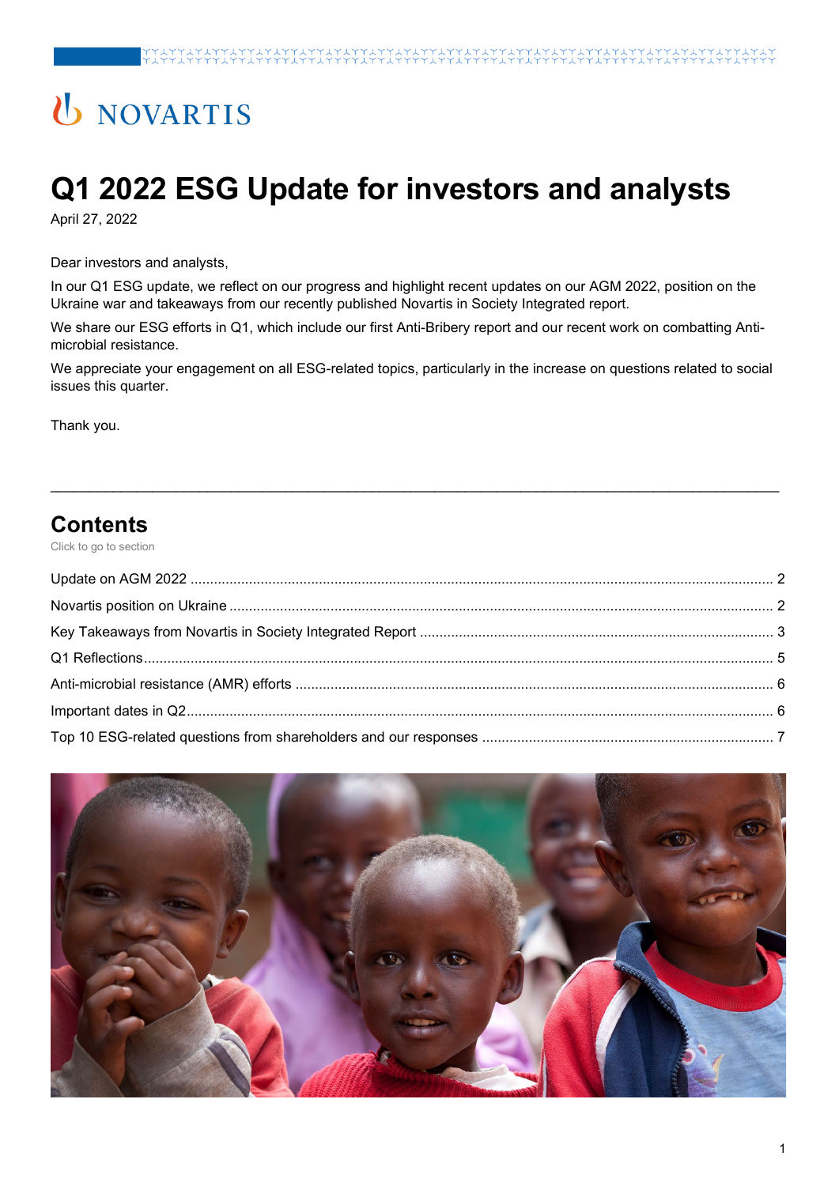NOVARTIS

# Q1 2022 ESG Update for investors and analysts

April 27, 2022

Dear investors and analysts,

In our Q1 ESG update, we reflect on our progress and highlight recent updates on our AGM 2022, position on the Ukraine war and takeaways from our recently published Novartis in Society Integrated report.

We share our ESG efforts in Q1, which include our first Anti-Bribery report and our recent work on combatting Anti-microbial resistance.

We appreciate your engagement on all ESG-related topics, particularly in the increase on questions related to social issues this quarter.

Thank you.

## Contents

Click to go to section

- Update on AGM 2022 .......... 2
- Novartis position on Ukraine .......... 2
- Key Takeaways from Novartis in Society Integrated Report .......... 3
- Q1 Reflections .......... 5
- Anti-microbial resistance (AMR) efforts .......... 6
- Important dates in Q2 .......... 6
- Top 10 ESG-related questions from shareholders and our responses .......... 7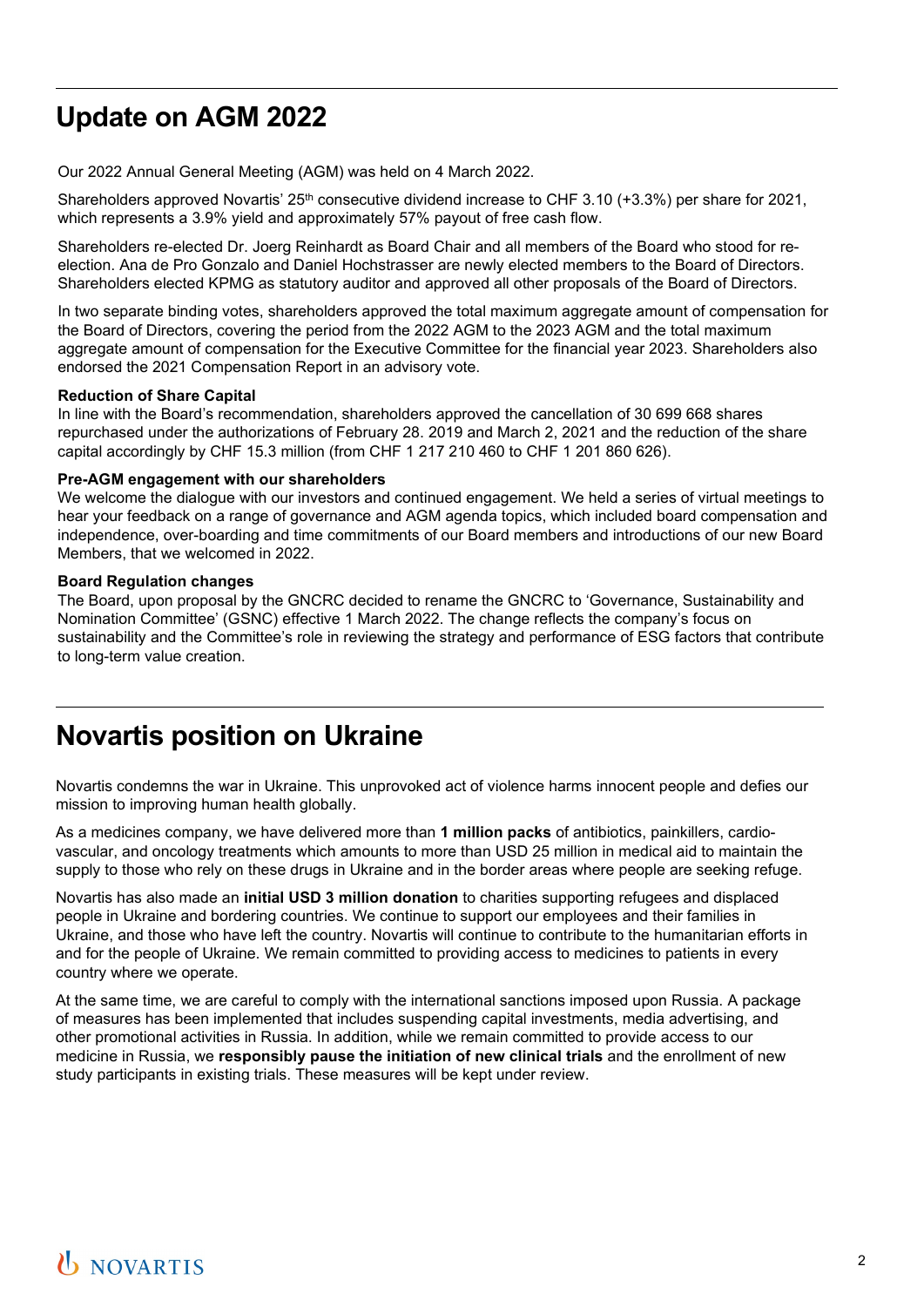# Update on AGM 2022

Our 2022 Annual General Meeting (AGM) was held on 4 March 2022.

Shareholders approved Novartis' 25th consecutive dividend increase to CHF 3.10 (+3.3%) per share for 2021, which represents a 3.9% yield and approximately 57% payout of free cash flow.

Shareholders re-elected Dr. Joerg Reinhardt as Board Chair and all members of the Board who stood for re-election. Ana de Pro Gonzalo and Daniel Hochstrasser are newly elected members to the Board of Directors. Shareholders elected KPMG as statutory auditor and approved all other proposals of the Board of Directors.

In two separate binding votes, shareholders approved the total maximum aggregate amount of compensation for the Board of Directors, covering the period from the 2022 AGM to the 2023 AGM and the total maximum aggregate amount of compensation for the Executive Committee for the financial year 2023. Shareholders also endorsed the 2021 Compensation Report in an advisory vote.

**Reduction of Share Capital**
In line with the Board's recommendation, shareholders approved the cancellation of 30 699 668 shares repurchased under the authorizations of February 28. 2019 and March 2, 2021 and the reduction of the share capital accordingly by CHF 15.3 million (from CHF 1 217 210 460 to CHF 1 201 860 626).

**Pre-AGM engagement with our shareholders**
We welcome the dialogue with our investors and continued engagement. We held a series of virtual meetings to hear your feedback on a range of governance and AGM agenda topics, which included board compensation and independence, over-boarding and time commitments of our Board members and introductions of our new Board Members, that we welcomed in 2022.

**Board Regulation changes**
The Board, upon proposal by the GNCRC decided to rename the GNCRC to 'Governance, Sustainability and Nomination Committee' (GSNC) effective 1 March 2022. The change reflects the company's focus on sustainability and the Committee's role in reviewing the strategy and performance of ESG factors that contribute to long-term value creation.

# Novartis position on Ukraine

Novartis condemns the war in Ukraine. This unprovoked act of violence harms innocent people and defies our mission to improving human health globally.

As a medicines company, we have delivered more than **1 million packs** of antibiotics, painkillers, cardio-vascular, and oncology treatments which amounts to more than USD 25 million in medical aid to maintain the supply to those who rely on these drugs in Ukraine and in the border areas where people are seeking refuge.

Novartis has also made an **initial USD 3 million donation** to charities supporting refugees and displaced people in Ukraine and bordering countries. We continue to support our employees and their families in Ukraine, and those who have left the country. Novartis will continue to contribute to the humanitarian efforts in and for the people of Ukraine. We remain committed to providing access to medicines to patients in every country where we operate.

At the same time, we are careful to comply with the international sanctions imposed upon Russia. A package of measures has been implemented that includes suspending capital investments, media advertising, and other promotional activities in Russia. In addition, while we remain committed to provide access to our medicine in Russia, we **responsibly pause the initiation of new clinical trials** and the enrollment of new study participants in existing trials. These measures will be kept under review.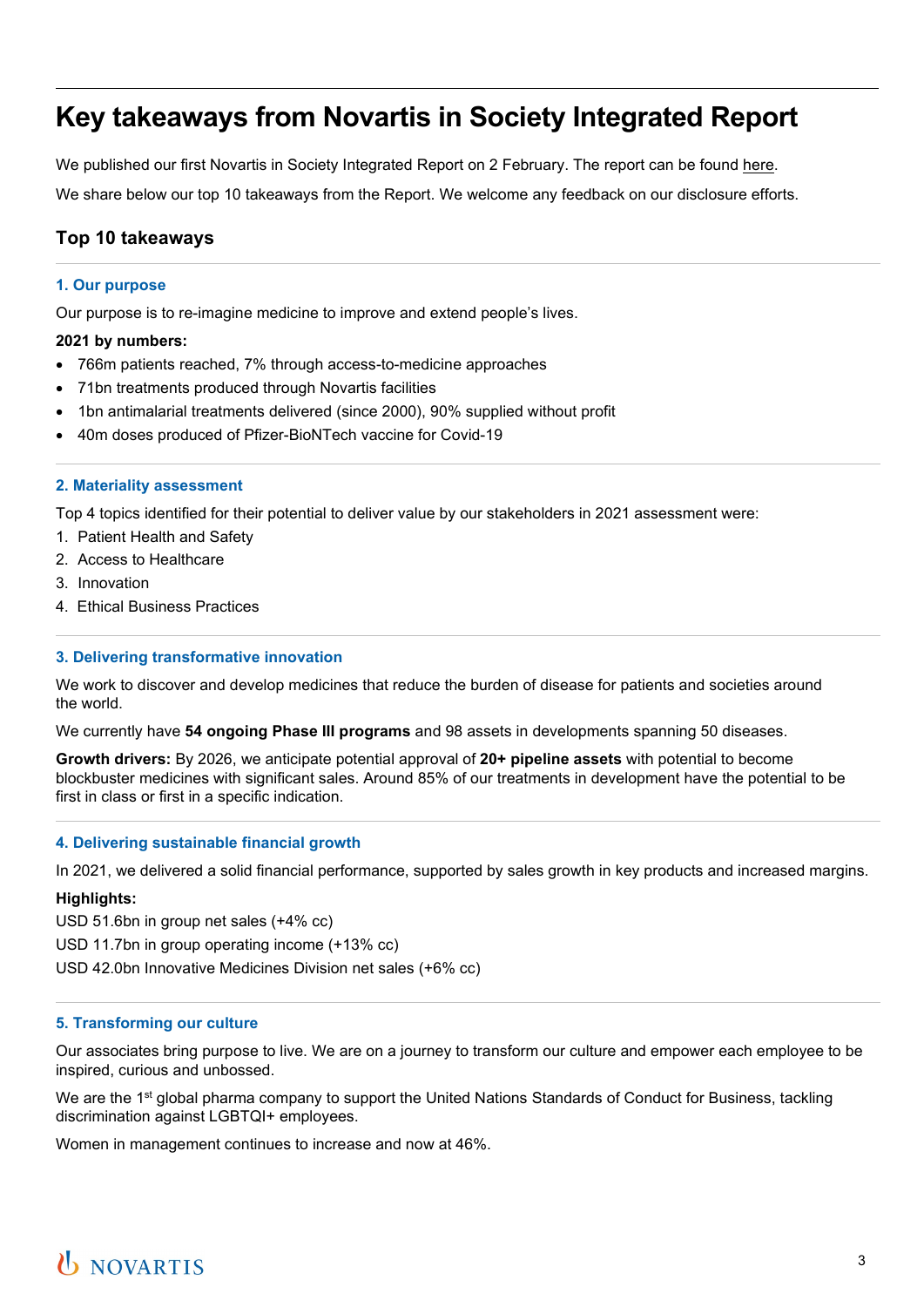# Key takeaways from Novartis in Society Integrated Report

We published our first Novartis in Society Integrated Report on 2 February. The report can be found here.

We share below our top 10 takeaways from the Report. We welcome any feedback on our disclosure efforts.

## Top 10 takeaways

### 1. Our purpose

Our purpose is to re-imagine medicine to improve and extend people's lives.

**2021 by numbers:**

- 766m patients reached, 7% through access-to-medicine approaches
- 71bn treatments produced through Novartis facilities
- 1bn antimalarial treatments delivered (since 2000), 90% supplied without profit
- 40m doses produced of Pfizer-BioNTech vaccine for Covid-19

### 2. Materiality assessment

Top 4 topics identified for their potential to deliver value by our stakeholders in 2021 assessment were:

1. Patient Health and Safety
2. Access to Healthcare
3. Innovation
4. Ethical Business Practices

### 3. Delivering transformative innovation

We work to discover and develop medicines that reduce the burden of disease for patients and societies around the world.

We currently have **54 ongoing Phase III programs** and 98 assets in developments spanning 50 diseases.

**Growth drivers:** By 2026, we anticipate potential approval of **20+ pipeline assets** with potential to become blockbuster medicines with significant sales. Around 85% of our treatments in development have the potential to be first in class or first in a specific indication.

### 4. Delivering sustainable financial growth

In 2021, we delivered a solid financial performance, supported by sales growth in key products and increased margins.

**Highlights:**

USD 51.6bn in group net sales (+4% cc)

USD 11.7bn in group operating income (+13% cc)

USD 42.0bn Innovative Medicines Division net sales (+6% cc)

### 5. Transforming our culture

Our associates bring purpose to live. We are on a journey to transform our culture and empower each employee to be inspired, curious and unbossed.

We are the 1st global pharma company to support the United Nations Standards of Conduct for Business, tackling discrimination against LGBTQI+ employees.

Women in management continues to increase and now at 46%.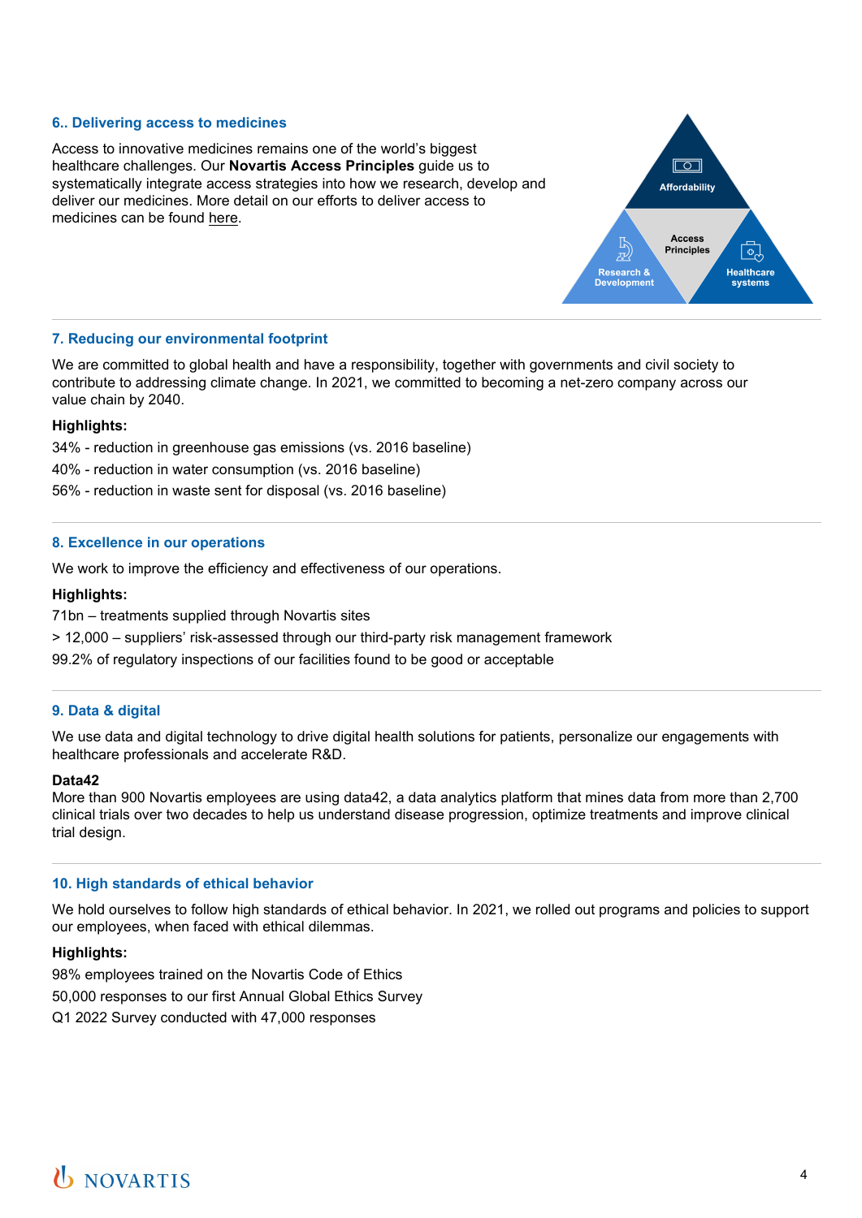### 6.. Delivering access to medicines

Access to innovative medicines remains one of the world's biggest healthcare challenges. Our **Novartis Access Principles** guide us to systematically integrate access strategies into how we research, develop and deliver our medicines. More detail on our efforts to deliver access to medicines can be found here.

Affordability

Access Principles

Research & Development

Healthcare systems

### 7. Reducing our environmental footprint

We are committed to global health and have a responsibility, together with governments and civil society to contribute to addressing climate change. In 2021, we committed to becoming a net-zero company across our value chain by 2040.

**Highlights:**

34% - reduction in greenhouse gas emissions (vs. 2016 baseline)

40% - reduction in water consumption (vs. 2016 baseline)

56% - reduction in waste sent for disposal (vs. 2016 baseline)

### 8. Excellence in our operations

We work to improve the efficiency and effectiveness of our operations.

**Highlights:**

71bn – treatments supplied through Novartis sites

> 12,000 – suppliers' risk-assessed through our third-party risk management framework

99.2% of regulatory inspections of our facilities found to be good or acceptable

### 9. Data & digital

We use data and digital technology to drive digital health solutions for patients, personalize our engagements with healthcare professionals and accelerate R&D.

**Data42**

More than 900 Novartis employees are using data42, a data analytics platform that mines data from more than 2,700 clinical trials over two decades to help us understand disease progression, optimize treatments and improve clinical trial design.

### 10. High standards of ethical behavior

We hold ourselves to follow high standards of ethical behavior. In 2021, we rolled out programs and policies to support our employees, when faced with ethical dilemmas.

**Highlights:**

98% employees trained on the Novartis Code of Ethics

50,000 responses to our first Annual Global Ethics Survey

Q1 2022 Survey conducted with 47,000 responses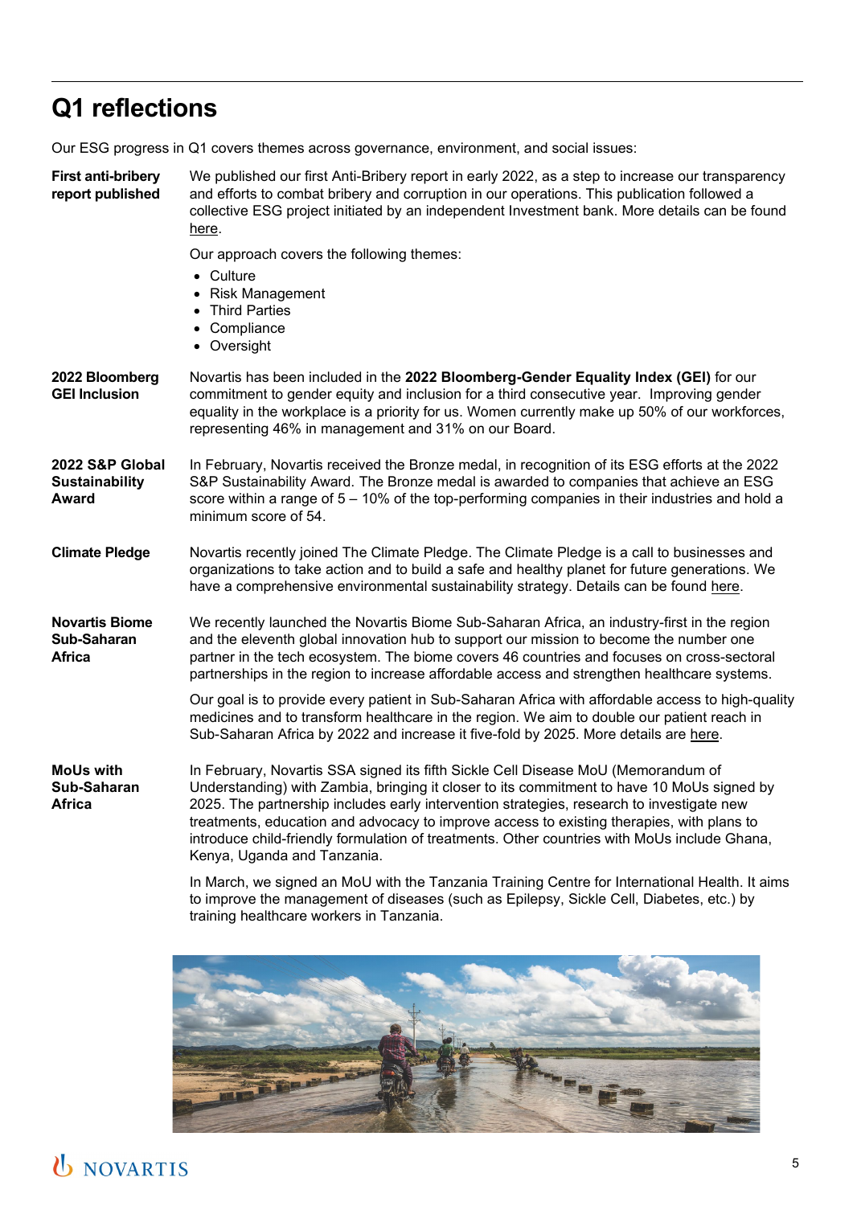# Q1 reflections

Our ESG progress in Q1 covers themes across governance, environment, and social issues:

**First anti-bribery report published**

We published our first Anti-Bribery report in early 2022, as a step to increase our transparency and efforts to combat bribery and corruption in our operations. This publication followed a collective ESG project initiated by an independent Investment bank. More details can be found here.

Our approach covers the following themes:

- Culture
- Risk Management
- Third Parties
- Compliance
- Oversight

**2022 Bloomberg GEI Inclusion**

Novartis has been included in the **2022 Bloomberg-Gender Equality Index (GEI)** for our commitment to gender equity and inclusion for a third consecutive year. Improving gender equality in the workplace is a priority for us. Women currently make up 50% of our workforces, representing 46% in management and 31% on our Board.

**2022 S&P Global Sustainability Award**

In February, Novartis received the Bronze medal, in recognition of its ESG efforts at the 2022 S&P Sustainability Award. The Bronze medal is awarded to companies that achieve an ESG score within a range of 5 – 10% of the top-performing companies in their industries and hold a minimum score of 54.

**Climate Pledge**

Novartis recently joined The Climate Pledge. The Climate Pledge is a call to businesses and organizations to take action and to build a safe and healthy planet for future generations. We have a comprehensive environmental sustainability strategy. Details can be found here.

**Novartis Biome Sub-Saharan Africa**

We recently launched the Novartis Biome Sub-Saharan Africa, an industry-first in the region and the eleventh global innovation hub to support our mission to become the number one partner in the tech ecosystem. The biome covers 46 countries and focuses on cross-sectoral partnerships in the region to increase affordable access and strengthen healthcare systems.

Our goal is to provide every patient in Sub-Saharan Africa with affordable access to high-quality medicines and to transform healthcare in the region. We aim to double our patient reach in Sub-Saharan Africa by 2022 and increase it five-fold by 2025. More details are here.

**MoUs with Sub-Saharan Africa**

In February, Novartis SSA signed its fifth Sickle Cell Disease MoU (Memorandum of Understanding) with Zambia, bringing it closer to its commitment to have 10 MoUs signed by 2025. The partnership includes early intervention strategies, research to investigate new treatments, education and advocacy to improve access to existing therapies, with plans to introduce child-friendly formulation of treatments. Other countries with MoUs include Ghana, Kenya, Uganda and Tanzania.

In March, we signed an MoU with the Tanzania Training Centre for International Health. It aims to improve the management of diseases (such as Epilepsy, Sickle Cell, Diabetes, etc.) by training healthcare workers in Tanzania.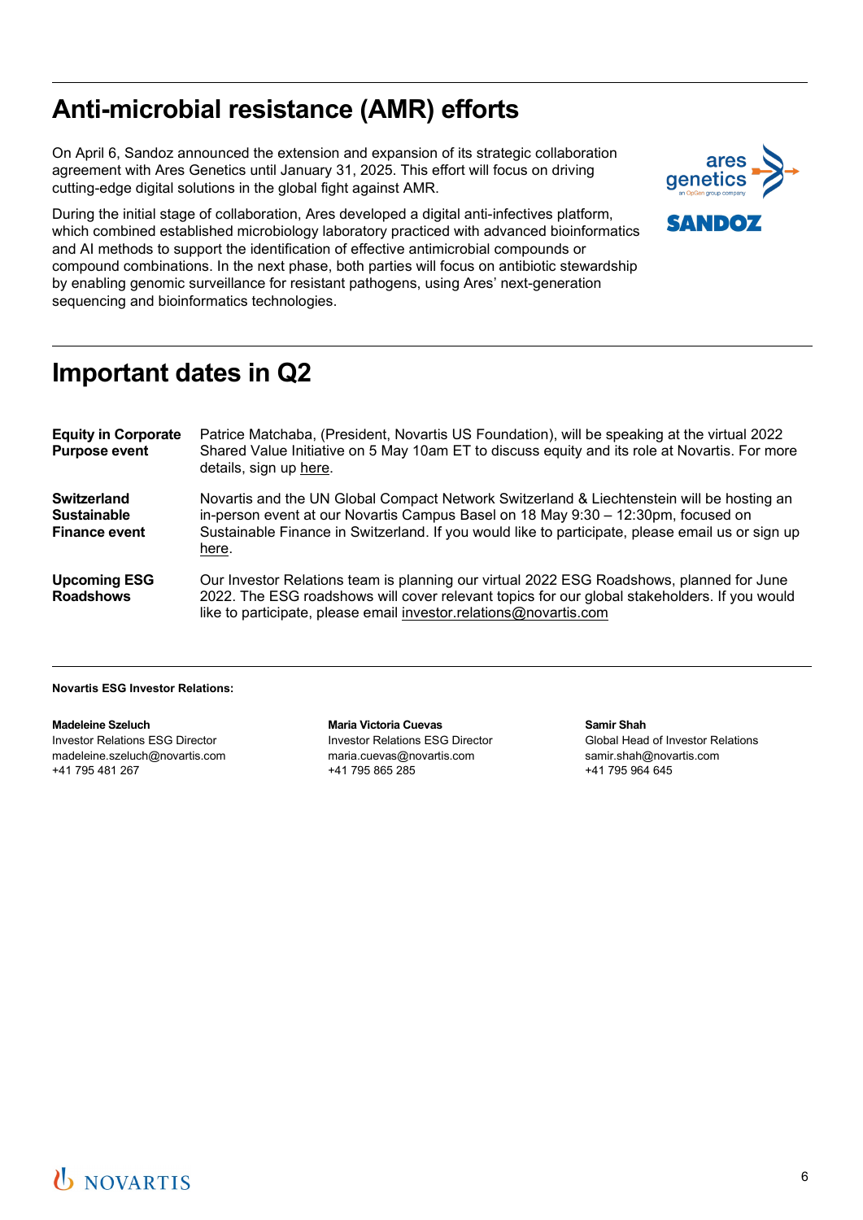## Anti-microbial resistance (AMR) efforts

On April 6, Sandoz announced the extension and expansion of its strategic collaboration agreement with Ares Genetics until January 31, 2025. This effort will focus on driving cutting-edge digital solutions in the global fight against AMR.

During the initial stage of collaboration, Ares developed a digital anti-infectives platform, which combined established microbiology laboratory practiced with advanced bioinformatics and AI methods to support the identification of effective antimicrobial compounds or compound combinations. In the next phase, both parties will focus on antibiotic stewardship by enabling genomic surveillance for resistant pathogens, using Ares' next-generation sequencing and bioinformatics technologies.

## Important dates in Q2

| | |
|---|---|
| **Equity in Corporate Purpose event** | Patrice Matchaba, (President, Novartis US Foundation), will be speaking at the virtual 2022 Shared Value Initiative on 5 May 10am ET to discuss equity and its role at Novartis. For more details, sign up here. |
| **Switzerland Sustainable Finance event** | Novartis and the UN Global Compact Network Switzerland & Liechtenstein will be hosting an in-person event at our Novartis Campus Basel on 18 May 9:30 – 12:30pm, focused on Sustainable Finance in Switzerland. If you would like to participate, please email us or sign up here. |
| **Upcoming ESG Roadshows** | Our Investor Relations team is planning our virtual 2022 ESG Roadshows, planned for June 2022. The ESG roadshows will cover relevant topics for our global stakeholders. If you would like to participate, please email investor.relations@novartis.com |

**Novartis ESG Investor Relations:**

**Madeleine Szeluch**
Investor Relations ESG Director
madeleine.szeluch@novartis.com
+41 795 481 267

**Maria Victoria Cuevas**
Investor Relations ESG Director
maria.cuevas@novartis.com
+41 795 865 285

**Samir Shah**
Global Head of Investor Relations
samir.shah@novartis.com
+41 795 964 645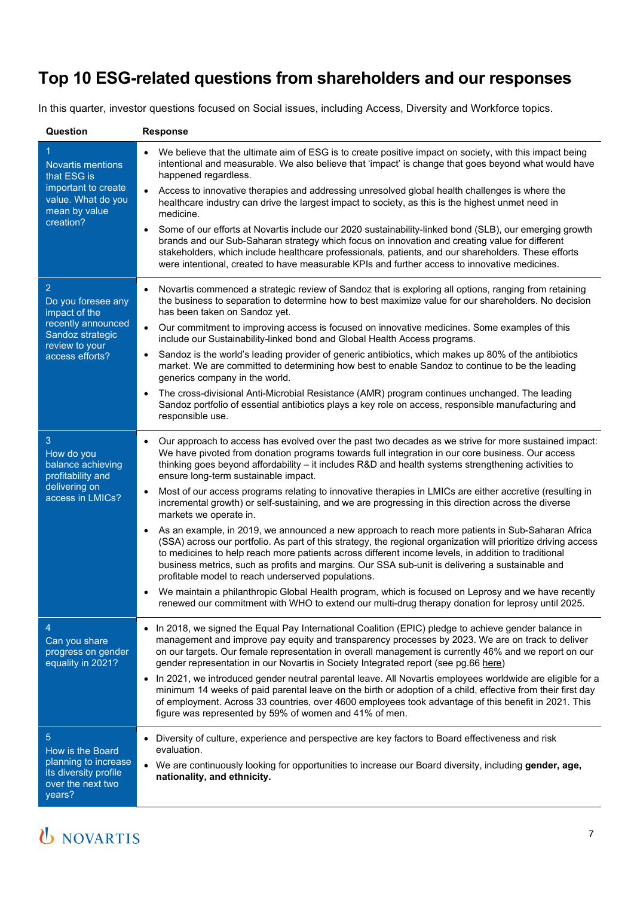# Top 10 ESG-related questions from shareholders and our responses

In this quarter, investor questions focused on Social issues, including Access, Diversity and Workforce topics.

| Question | Response |
|---|---|
| 1<br>Novartis mentions that ESG is important to create value. What do you mean by value creation? | • We believe that the ultimate aim of ESG is to create positive impact on society, with this impact being intentional and measurable. We also believe that 'impact' is change that goes beyond what would have happened regardless.<br>• Access to innovative therapies and addressing unresolved global health challenges is where the healthcare industry can drive the largest impact to society, as this is the highest unmet need in medicine.<br>• Some of our efforts at Novartis include our 2020 sustainability-linked bond (SLB), our emerging growth brands and our Sub-Saharan strategy which focus on innovation and creating value for different stakeholders, which include healthcare professionals, patients, and our shareholders. These efforts were intentional, created to have measurable KPIs and further access to innovative medicines. |
| 2<br>Do you foresee any impact of the recently announced Sandoz strategic review to your access efforts? | • Novartis commenced a strategic review of Sandoz that is exploring all options, ranging from retaining the business to separation to determine how to best maximize value for our shareholders. No decision has been taken on Sandoz yet.<br>• Our commitment to improving access is focused on innovative medicines. Some examples of this include our Sustainability-linked bond and Global Health Access programs.<br>• Sandoz is the world's leading provider of generic antibiotics, which makes up 80% of the antibiotics market. We are committed to determining how best to enable Sandoz to continue to be the leading generics company in the world.<br>• The cross-divisional Anti-Microbial Resistance (AMR) program continues unchanged. The leading Sandoz portfolio of essential antibiotics plays a key role on access, responsible manufacturing and responsible use. |
| 3<br>How do you balance achieving profitability and delivering on access in LMICs? | • Our approach to access has evolved over the past two decades as we strive for more sustained impact: We have pivoted from donation programs towards full integration in our core business. Our access thinking goes beyond affordability – it includes R&D and health systems strengthening activities to ensure long-term sustainable impact.<br>• Most of our access programs relating to innovative therapies in LMICs are either accretive (resulting in incremental growth) or self-sustaining, and we are progressing in this direction across the diverse markets we operate in.<br>• As an example, in 2019, we announced a new approach to reach more patients in Sub-Saharan Africa (SSA) across our portfolio. As part of this strategy, the regional organization will prioritize driving access to medicines to help reach more patients across different income levels, in addition to traditional business metrics, such as profits and margins. Our SSA sub-unit is delivering a sustainable and profitable model to reach underserved populations.<br>• We maintain a philanthropic Global Health program, which is focused on Leprosy and we have recently renewed our commitment with WHO to extend our multi-drug therapy donation for leprosy until 2025. |
| 4<br>Can you share progress on gender equality in 2021? | • In 2018, we signed the Equal Pay International Coalition (EPIC) pledge to achieve gender balance in management and improve pay equity and transparency processes by 2023. We are on track to deliver on our targets. Our female representation in overall management is currently 46% and we report on our gender representation in our Novartis in Society Integrated report (see pg.66 here)<br>• In 2021, we introduced gender neutral parental leave. All Novartis employees worldwide are eligible for a minimum 14 weeks of paid parental leave on the birth or adoption of a child, effective from their first day of employment. Across 33 countries, over 4600 employees took advantage of this benefit in 2021. This figure was represented by 59% of women and 41% of men. |
| 5<br>How is the Board planning to increase its diversity profile over the next two years? | • Diversity of culture, experience and perspective are key factors to Board effectiveness and risk evaluation.<br>• We are continuously looking for opportunities to increase our Board diversity, including **gender, age, nationality, and ethnicity.** |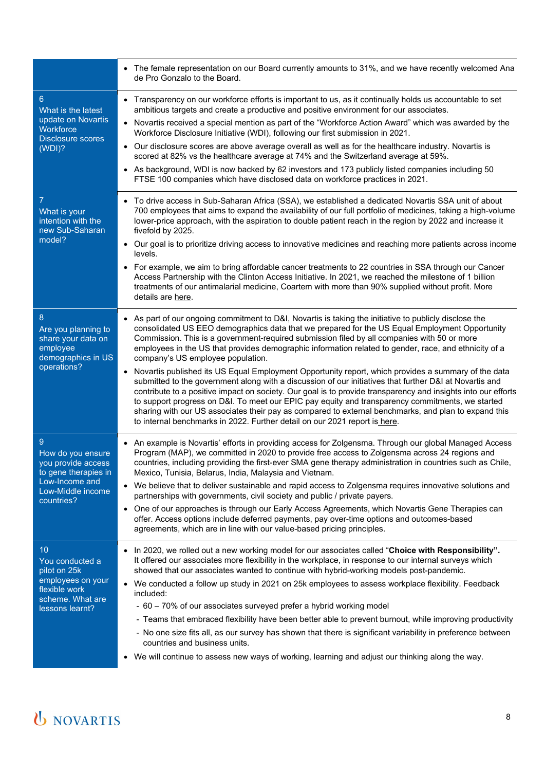| | |
|---|---|
| | • The female representation on our Board currently amounts to 31%, and we have recently welcomed Ana de Pro Gonzalo to the Board. |
| 6<br>What is the latest update on Novartis Workforce Disclosure scores (WDI)? | • Transparency on our workforce efforts is important to us, as it continually holds us accountable to set ambitious targets and create a productive and positive environment for our associates.<br>• Novartis received a special mention as part of the "Workforce Action Award" which was awarded by the Workforce Disclosure Initiative (WDI), following our first submission in 2021.<br>• Our disclosure scores are above average overall as well as for the healthcare industry. Novartis is scored at 82% vs the healthcare average at 74% and the Switzerland average at 59%.<br>• As background, WDI is now backed by 62 investors and 173 publicly listed companies including 50 FTSE 100 companies which have disclosed data on workforce practices in 2021. |
| 7<br>What is your intention with the new Sub-Saharan model? | • To drive access in Sub-Saharan Africa (SSA), we established a dedicated Novartis SSA unit of about 700 employees that aims to expand the availability of our full portfolio of medicines, taking a high-volume lower-price approach, with the aspiration to double patient reach in the region by 2022 and increase it fivefold by 2025.<br>• Our goal is to prioritize driving access to innovative medicines and reaching more patients across income levels.<br>• For example, we aim to bring affordable cancer treatments to 22 countries in SSA through our Cancer Access Partnership with the Clinton Access Initiative. In 2021, we reached the milestone of 1 billion treatments of our antimalarial medicine, Coartem with more than 90% supplied without profit. More details are here. |
| 8<br>Are you planning to share your data on employee demographics in US operations? | • As part of our ongoing commitment to D&I, Novartis is taking the initiative to publicly disclose the consolidated US EEO demographics data that we prepared for the US Equal Employment Opportunity Commission. This is a government-required submission filed by all companies with 50 or more employees in the US that provides demographic information related to gender, race, and ethnicity of a company's US employee population.<br>• Novartis published its US Equal Employment Opportunity report, which provides a summary of the data submitted to the government along with a discussion of our initiatives that further D&I at Novartis and contribute to a positive impact on society. Our goal is to provide transparency and insights into our efforts to support progress on D&I. To meet our EPIC pay equity and transparency commitments, we started sharing with our US associates their pay as compared to external benchmarks, and plan to expand this to internal benchmarks in 2022. Further detail on our 2021 report is here. |
| 9<br>How do you ensure you provide access to gene therapies in Low-Income and Low-Middle income countries? | • An example is Novartis' efforts in providing access for Zolgensma. Through our global Managed Access Program (MAP), we committed in 2020 to provide free access to Zolgensma across 24 regions and countries, including providing the first-ever SMA gene therapy administration in countries such as Chile, Mexico, Tunisia, Belarus, India, Malaysia and Vietnam.<br>• We believe that to deliver sustainable and rapid access to Zolgensma requires innovative solutions and partnerships with governments, civil society and public / private payers.<br>• One of our approaches is through our Early Access Agreements, which Novartis Gene Therapies can offer. Access options include deferred payments, pay over-time options and outcomes-based agreements, which are in line with our value-based pricing principles. |
| 10<br>You conducted a pilot on 25k employees on your flexible work scheme. What are lessons learnt? | • In 2020, we rolled out a new working model for our associates called "**Choice with Responsibility**". It offered our associates more flexibility in the workplace, in response to our internal surveys which showed that our associates wanted to continue with hybrid-working models post-pandemic.<br>• We conducted a follow up study in 2021 on 25k employees to assess workplace flexibility. Feedback included:<br>- 60 – 70% of our associates surveyed prefer a hybrid working model<br>- Teams that embraced flexibility have been better able to prevent burnout, while improving productivity<br>- No one size fits all, as our survey has shown that there is significant variability in preference between countries and business units.<br>• We will continue to assess new ways of working, learning and adjust our thinking along the way. |